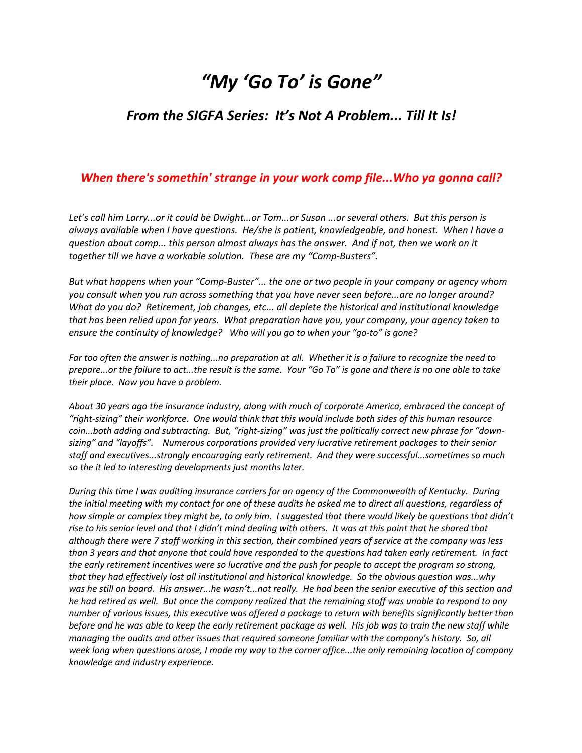# *"My 'Go To' is Gone"*

## *From the SIGFA Series: It's Not A Problem... Till It Is!*

### *When there's somethin' strange in your work comp file...Who ya gonna call?*

*Let's call him Larry...or it could be Dwight...or Tom...or Susan ...or several others. But this person is always available when I have questions. He/she is patient, knowledgeable, and honest. When I have a question about comp... this person almost always has the answer. And if not, then we work on it together till we have a workable solution. These are my "Comp-Busters".*

*But what happens when your "Comp-Buster"... the one or two people in your company or agency whom you consult when you run across something that you have never seen before...are no longer around? What do you do? Retirement, job changes, etc... all deplete the historical and institutional knowledge that has been relied upon for years. What preparation have you, your company, your agency taken to ensure the continuity of knowledge? Who will you go to when your "go-to" is gone?*

*Far too often the answer is nothing...no preparation at all. Whether it is a failure to recognize the need to prepare...or the failure to act...the result is the same. Your "Go To" is gone and there is no one able to take their place. Now you have a problem.*

*About 30 years ago the insurance industry, along with much of corporate America, embraced the concept of "right-sizing" their workforce. One would think that this would include both sides of this human resource coin...both adding and subtracting. But, "right-sizing" was just the politically correct new phrase for "down-sizing" and "layoffs". Numerous corporations provided very lucrative retirement packages to their senior staff and executives...strongly encouraging early retirement. And they were successful...sometimes so much so the it led to interesting developments just months later.*

*During this time I was auditing insurance carriers for an agency of the Commonwealth of Kentucky. During the initial meeting with my contact for one of these audits he asked me to direct all questions, regardless of how simple or complex they might be, to only him. I suggested that there would likely be questions that didn't rise to his senior level and that I didn't mind dealing with others. It was at this point that he shared that although there were 7 staff working in this section, their combined years of service at the company was less than 3 years and that anyone that could have responded to the questions had taken early retirement. In fact the early retirement incentives were so lucrative and the push for people to accept the program so strong, that they had effectively lost all institutional and historical knowledge. So the obvious question was...why was he still on board. His answer...he wasn't...not really. He had been the senior executive of this section and he had retired as well. But once the company realized that the remaining staff was unable to respond to any number of various issues, this executive was offered a package to return with benefits significantly better than before and he was able to keep the early retirement package as well. His job was to train the new staff while managing the audits and other issues that required someone familiar with the company's history. So, all week long when questions arose, I made my way to the corner office...the only remaining location of company knowledge and industry experience.*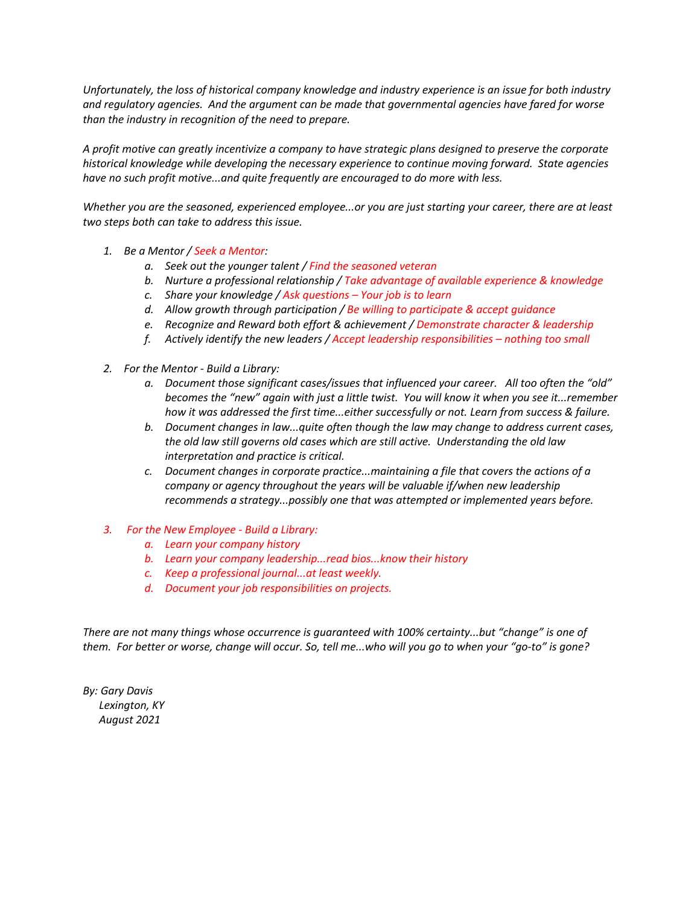*Unfortunately, the loss of historical company knowledge and industry experience is an issue for both industry and regulatory agencies. And the argument can be made that governmental agencies have fared for worse than the industry in recognition of the need to prepare.*

*A profit motive can greatly incentivize a company to have strategic plans designed to preserve the corporate historical knowledge while developing the necessary experience to continue moving forward. State agencies have no such profit motive...and quite frequently are encouraged to do more with less.*

*Whether you are the seasoned, experienced employee...or you are just starting your career, there are at least two steps both can take to address this issue.*

1. *Be a Mentor / Seek a Mentor:*
   a. *Seek out the younger talent / Find the seasoned veteran*
   b. *Nurture a professional relationship / Take advantage of available experience & knowledge*
   c. *Share your knowledge / Ask questions – Your job is to learn*
   d. *Allow growth through participation / Be willing to participate & accept guidance*
   e. *Recognize and Reward both effort & achievement / Demonstrate character & leadership*
   f. *Actively identify the new leaders / Accept leadership responsibilities – nothing too small*

2. *For the Mentor - Build a Library:*
   a. *Document those significant cases/issues that influenced your career. All too often the "old" becomes the "new" again with just a little twist. You will know it when you see it...remember how it was addressed the first time...either successfully or not. Learn from success & failure.*
   b. *Document changes in law...quite often though the law may change to address current cases, the old law still governs old cases which are still active. Understanding the old law interpretation and practice is critical.*
   c. *Document changes in corporate practice...maintaining a file that covers the actions of a company or agency throughout the years will be valuable if/when new leadership recommends a strategy...possibly one that was attempted or implemented years before.*

3. *For the New Employee - Build a Library:*
   a. *Learn your company history*
   b. *Learn your company leadership...read bios...know their history*
   c. *Keep a professional journal...at least weekly.*
   d. *Document your job responsibilities on projects.*

*There are not many things whose occurrence is guaranteed with 100% certainty...but "change" is one of them. For better or worse, change will occur. So, tell me...who will you go to when your "go-to" is gone?*

*By: Gary Davis*
*Lexington, KY*
*August 2021*